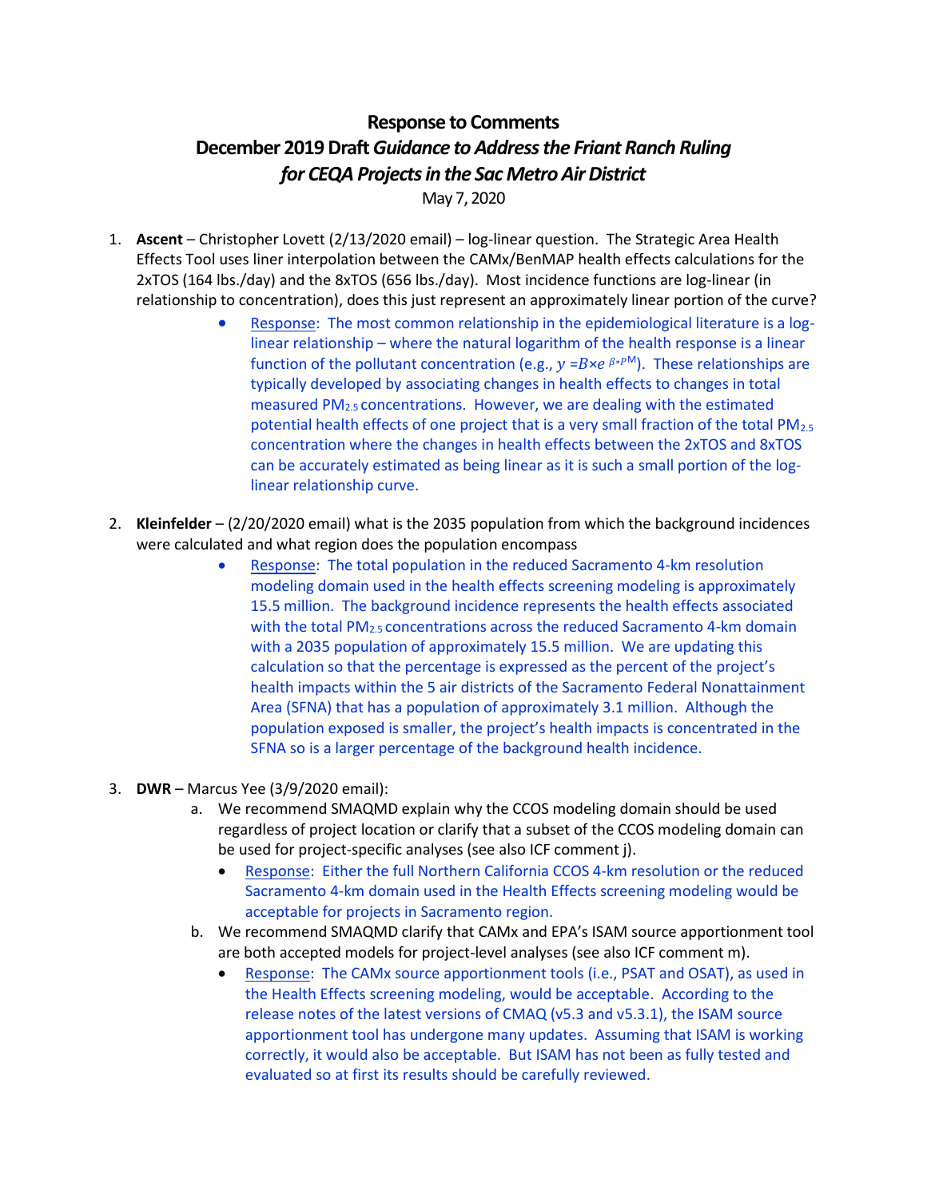# Response to Comments

## December 2019 Draft *Guidance to Address the Friant Ranch Ruling for CEQA Projects in the Sac Metro Air District*

May 7, 2020

1. **Ascent** – Christopher Lovett (2/13/2020 email) – log-linear question. The Strategic Area Health Effects Tool uses liner interpolation between the CAMx/BenMAP health effects calculations for the 2xTOS (164 lbs./day) and the 8xTOS (656 lbs./day). Most incidence functions are log-linear (in relationship to concentration), does this just represent an approximately linear portion of the curve?
   - Response: The most common relationship in the epidemiological literature is a log-linear relationship – where the natural logarithm of the health response is a linear function of the pollutant concentration (e.g., $y = B \times e^{\beta * PM}$). These relationships are typically developed by associating changes in health effects to changes in total measured $PM_{2.5}$ concentrations. However, we are dealing with the estimated potential health effects of one project that is a very small fraction of the total $PM_{2.5}$ concentration where the changes in health effects between the 2xTOS and 8xTOS can be accurately estimated as being linear as it is such a small portion of the log-linear relationship curve.

2. **Kleinfelder** – (2/20/2020 email) what is the 2035 population from which the background incidences were calculated and what region does the population encompass
   - Response: The total population in the reduced Sacramento 4-km resolution modeling domain used in the health effects screening modeling is approximately 15.5 million. The background incidence represents the health effects associated with the total $PM_{2.5}$ concentrations across the reduced Sacramento 4-km domain with a 2035 population of approximately 15.5 million. We are updating this calculation so that the percentage is expressed as the percent of the project's health impacts within the 5 air districts of the Sacramento Federal Nonattainment Area (SFNA) that has a population of approximately 3.1 million. Although the population exposed is smaller, the project's health impacts is concentrated in the SFNA so is a larger percentage of the background health incidence.

3. **DWR** – Marcus Yee (3/9/2020 email):
   a. We recommend SMAQMD explain why the CCOS modeling domain should be used regardless of project location or clarify that a subset of the CCOS modeling domain can be used for project-specific analyses (see also ICF comment j).
      - Response: Either the full Northern California CCOS 4-km resolution or the reduced Sacramento 4-km domain used in the Health Effects screening modeling would be acceptable for projects in Sacramento region.

   b. We recommend SMAQMD clarify that CAMx and EPA's ISAM source apportionment tool are both accepted models for project-level analyses (see also ICF comment m).
      - Response: The CAMx source apportionment tools (i.e., PSAT and OSAT), as used in the Health Effects screening modeling, would be acceptable. According to the release notes of the latest versions of CMAQ (v5.3 and v5.3.1), the ISAM source apportionment tool has undergone many updates. Assuming that ISAM is working correctly, it would also be acceptable. But ISAM has not been as fully tested and evaluated so at first its results should be carefully reviewed.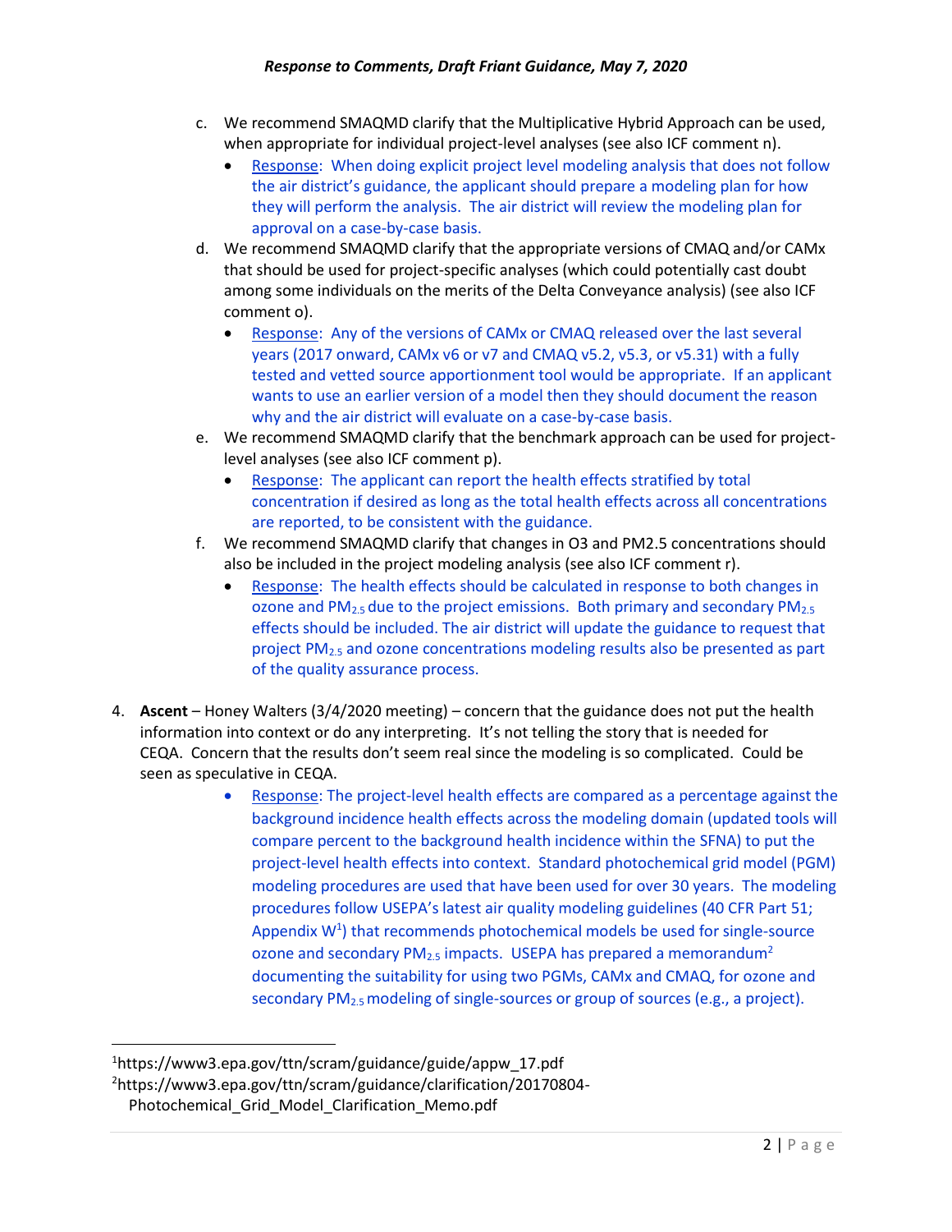c. We recommend SMAQMD clarify that the Multiplicative Hybrid Approach can be used, when appropriate for individual project-level analyses (see also ICF comment n).
   - Response: When doing explicit project level modeling analysis that does not follow the air district's guidance, the applicant should prepare a modeling plan for how they will perform the analysis. The air district will review the modeling plan for approval on a case-by-case basis.

d. We recommend SMAQMD clarify that the appropriate versions of CMAQ and/or CAMx that should be used for project-specific analyses (which could potentially cast doubt among some individuals on the merits of the Delta Conveyance analysis) (see also ICF comment o).
   - Response: Any of the versions of CAMx or CMAQ released over the last several years (2017 onward, CAMx v6 or v7 and CMAQ v5.2, v5.3, or v5.31) with a fully tested and vetted source apportionment tool would be appropriate. If an applicant wants to use an earlier version of a model then they should document the reason why and the air district will evaluate on a case-by-case basis.

e. We recommend SMAQMD clarify that the benchmark approach can be used for project-level analyses (see also ICF comment p).
   - Response: The applicant can report the health effects stratified by total concentration if desired as long as the total health effects across all concentrations are reported, to be consistent with the guidance.

f. We recommend SMAQMD clarify that changes in O3 and PM2.5 concentrations should also be included in the project modeling analysis (see also ICF comment r).
   - Response: The health effects should be calculated in response to both changes in ozone and $PM_{2.5}$ due to the project emissions. Both primary and secondary $PM_{2.5}$ effects should be included. The air district will update the guidance to request that project $PM_{2.5}$ and ozone concentrations modeling results also be presented as part of the quality assurance process.

4. **Ascent** – Honey Walters (3/4/2020 meeting) – concern that the guidance does not put the health information into context or do any interpreting. It's not telling the story that is needed for CEQA. Concern that the results don't seem real since the modeling is so complicated. Could be seen as speculative in CEQA.
   - Response: The project-level health effects are compared as a percentage against the background incidence health effects across the modeling domain (updated tools will compare percent to the background health incidence within the SFNA) to put the project-level health effects into context. Standard photochemical grid model (PGM) modeling procedures are used that have been used for over 30 years. The modeling procedures follow USEPA's latest air quality modeling guidelines (40 CFR Part 51; Appendix W[1]) that recommends photochemical models be used for single-source ozone and secondary $PM_{2.5}$ impacts. USEPA has prepared a memorandum[2] documenting the suitability for using two PGMs, CAMx and CMAQ, for ozone and secondary $PM_{2.5}$ modeling of single-sources or group of sources (e.g., a project).

---

[1] https://www3.epa.gov/ttn/scram/guidance/guide/appw_17.pdf

[2] https://www3.epa.gov/ttn/scram/guidance/clarification/20170804-Photochemical_Grid_Model_Clarification_Memo.pdf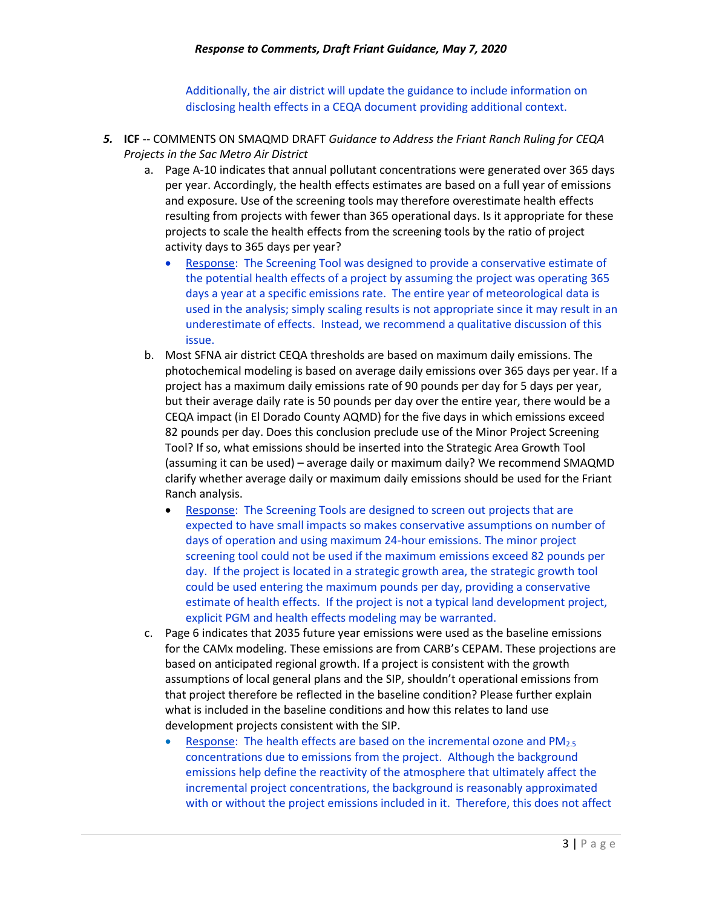Additionally, the air district will update the guidance to include information on disclosing health effects in a CEQA document providing additional context.

5. **ICF** -- COMMENTS ON SMAQMD DRAFT *Guidance to Address the Friant Ranch Ruling for CEQA Projects in the Sac Metro Air District*

   a. Page A-10 indicates that annual pollutant concentrations were generated over 365 days per year. Accordingly, the health effects estimates are based on a full year of emissions and exposure. Use of the screening tools may therefore overestimate health effects resulting from projects with fewer than 365 operational days. Is it appropriate for these projects to scale the health effects from the screening tools by the ratio of project activity days to 365 days per year?

      - Response: The Screening Tool was designed to provide a conservative estimate of the potential health effects of a project by assuming the project was operating 365 days a year at a specific emissions rate. The entire year of meteorological data is used in the analysis; simply scaling results is not appropriate since it may result in an underestimate of effects. Instead, we recommend a qualitative discussion of this issue.

   b. Most SFNA air district CEQA thresholds are based on maximum daily emissions. The photochemical modeling is based on average daily emissions over 365 days per year. If a project has a maximum daily emissions rate of 90 pounds per day for 5 days per year, but their average daily rate is 50 pounds per day over the entire year, there would be a CEQA impact (in El Dorado County AQMD) for the five days in which emissions exceed 82 pounds per day. Does this conclusion preclude use of the Minor Project Screening Tool? If so, what emissions should be inserted into the Strategic Area Growth Tool (assuming it can be used) – average daily or maximum daily? We recommend SMAQMD clarify whether average daily or maximum daily emissions should be used for the Friant Ranch analysis.

      - Response: The Screening Tools are designed to screen out projects that are expected to have small impacts so makes conservative assumptions on number of days of operation and using maximum 24-hour emissions. The minor project screening tool could not be used if the maximum emissions exceed 82 pounds per day. If the project is located in a strategic growth area, the strategic growth tool could be used entering the maximum pounds per day, providing a conservative estimate of health effects. If the project is not a typical land development project, explicit PGM and health effects modeling may be warranted.

   c. Page 6 indicates that 2035 future year emissions were used as the baseline emissions for the CAMx modeling. These emissions are from CARB's CEPAM. These projections are based on anticipated regional growth. If a project is consistent with the growth assumptions of local general plans and the SIP, shouldn't operational emissions from that project therefore be reflected in the baseline condition? Please further explain what is included in the baseline conditions and how this relates to land use development projects consistent with the SIP.

      - Response: The health effects are based on the incremental ozone and $PM_{2.5}$ concentrations due to emissions from the project. Although the background emissions help define the reactivity of the atmosphere that ultimately affect the incremental project concentrations, the background is reasonably approximated with or without the project emissions included in it. Therefore, this does not affect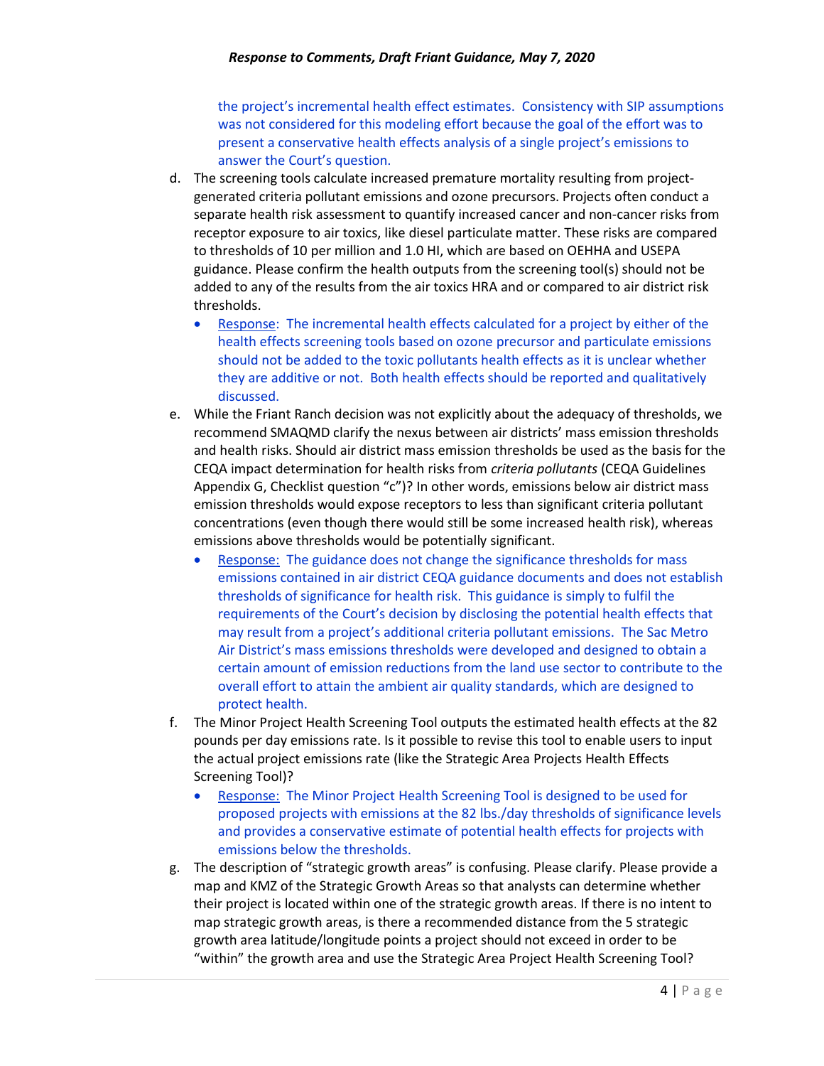the project's incremental health effect estimates. Consistency with SIP assumptions was not considered for this modeling effort because the goal of the effort was to present a conservative health effects analysis of a single project's emissions to answer the Court's question.

d. The screening tools calculate increased premature mortality resulting from project-generated criteria pollutant emissions and ozone precursors. Projects often conduct a separate health risk assessment to quantify increased cancer and non-cancer risks from receptor exposure to air toxics, like diesel particulate matter. These risks are compared to thresholds of 10 per million and 1.0 HI, which are based on OEHHA and USEPA guidance. Please confirm the health outputs from the screening tool(s) should not be added to any of the results from the air toxics HRA and or compared to air district risk thresholds.
   - Response: The incremental health effects calculated for a project by either of the health effects screening tools based on ozone precursor and particulate emissions should not be added to the toxic pollutants health effects as it is unclear whether they are additive or not. Both health effects should be reported and qualitatively discussed.

e. While the Friant Ranch decision was not explicitly about the adequacy of thresholds, we recommend SMAQMD clarify the nexus between air districts' mass emission thresholds and health risks. Should air district mass emission thresholds be used as the basis for the CEQA impact determination for health risks from *criteria pollutants* (CEQA Guidelines Appendix G, Checklist question "c")? In other words, emissions below air district mass emission thresholds would expose receptors to less than significant criteria pollutant concentrations (even though there would still be some increased health risk), whereas emissions above thresholds would be potentially significant.
   - Response: The guidance does not change the significance thresholds for mass emissions contained in air district CEQA guidance documents and does not establish thresholds of significance for health risk. This guidance is simply to fulfil the requirements of the Court's decision by disclosing the potential health effects that may result from a project's additional criteria pollutant emissions. The Sac Metro Air District's mass emissions thresholds were developed and designed to obtain a certain amount of emission reductions from the land use sector to contribute to the overall effort to attain the ambient air quality standards, which are designed to protect health.

f. The Minor Project Health Screening Tool outputs the estimated health effects at the 82 pounds per day emissions rate. Is it possible to revise this tool to enable users to input the actual project emissions rate (like the Strategic Area Projects Health Effects Screening Tool)?
   - Response: The Minor Project Health Screening Tool is designed to be used for proposed projects with emissions at the 82 lbs./day thresholds of significance levels and provides a conservative estimate of potential health effects for projects with emissions below the thresholds.

g. The description of "strategic growth areas" is confusing. Please clarify. Please provide a map and KMZ of the Strategic Growth Areas so that analysts can determine whether their project is located within one of the strategic growth areas. If there is no intent to map strategic growth areas, is there a recommended distance from the 5 strategic growth area latitude/longitude points a project should not exceed in order to be "within" the growth area and use the Strategic Area Project Health Screening Tool?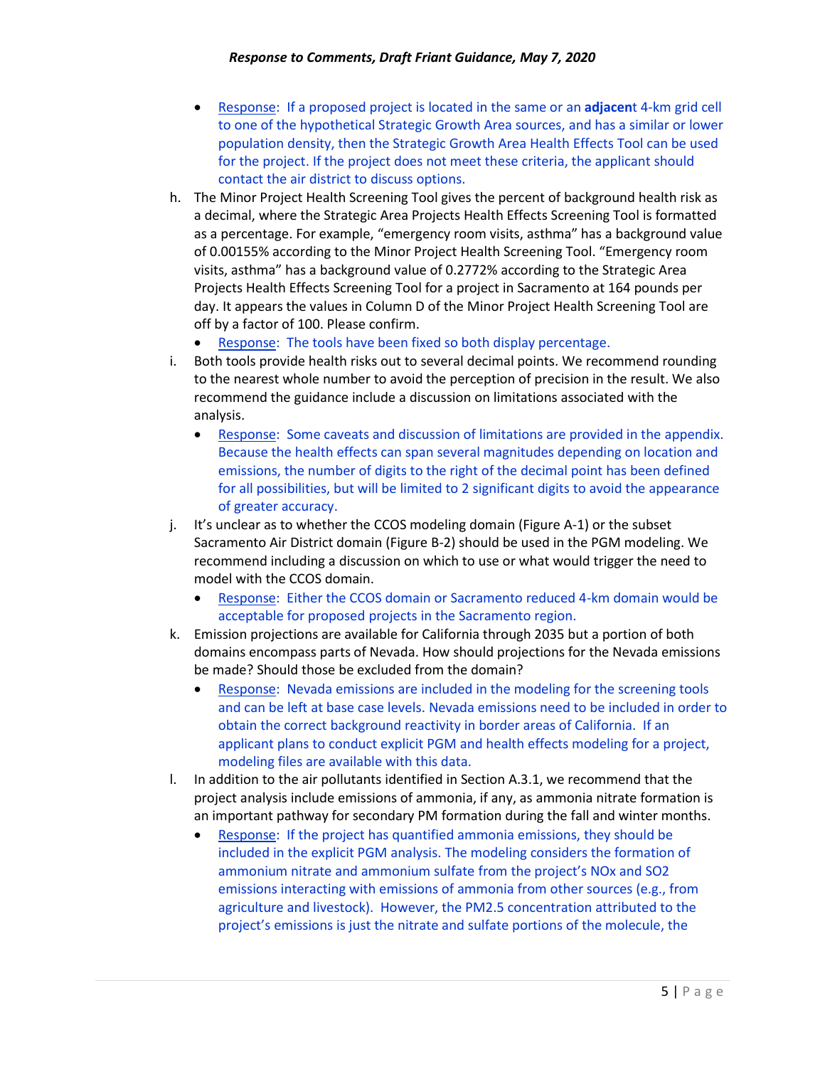- Response: If a proposed project is located in the same or an **adjacen**t 4-km grid cell to one of the hypothetical Strategic Growth Area sources, and has a similar or lower population density, then the Strategic Growth Area Health Effects Tool can be used for the project. If the project does not meet these criteria, the applicant should contact the air district to discuss options.

h. The Minor Project Health Screening Tool gives the percent of background health risk as a decimal, where the Strategic Area Projects Health Effects Screening Tool is formatted as a percentage. For example, "emergency room visits, asthma" has a background value of 0.00155% according to the Minor Project Health Screening Tool. "Emergency room visits, asthma" has a background value of 0.2772% according to the Strategic Area Projects Health Effects Screening Tool for a project in Sacramento at 164 pounds per day. It appears the values in Column D of the Minor Project Health Screening Tool are off by a factor of 100. Please confirm.
   - Response: The tools have been fixed so both display percentage.

i. Both tools provide health risks out to several decimal points. We recommend rounding to the nearest whole number to avoid the perception of precision in the result. We also recommend the guidance include a discussion on limitations associated with the analysis.
   - Response: Some caveats and discussion of limitations are provided in the appendix. Because the health effects can span several magnitudes depending on location and emissions, the number of digits to the right of the decimal point has been defined for all possibilities, but will be limited to 2 significant digits to avoid the appearance of greater accuracy.

j. It's unclear as to whether the CCOS modeling domain (Figure A-1) or the subset Sacramento Air District domain (Figure B-2) should be used in the PGM modeling. We recommend including a discussion on which to use or what would trigger the need to model with the CCOS domain.
   - Response: Either the CCOS domain or Sacramento reduced 4-km domain would be acceptable for proposed projects in the Sacramento region.

k. Emission projections are available for California through 2035 but a portion of both domains encompass parts of Nevada. How should projections for the Nevada emissions be made? Should those be excluded from the domain?
   - Response: Nevada emissions are included in the modeling for the screening tools and can be left at base case levels. Nevada emissions need to be included in order to obtain the correct background reactivity in border areas of California. If an applicant plans to conduct explicit PGM and health effects modeling for a project, modeling files are available with this data.

l. In addition to the air pollutants identified in Section A.3.1, we recommend that the project analysis include emissions of ammonia, if any, as ammonia nitrate formation is an important pathway for secondary PM formation during the fall and winter months.
   - Response: If the project has quantified ammonia emissions, they should be included in the explicit PGM analysis. The modeling considers the formation of ammonium nitrate and ammonium sulfate from the project's NOx and $SO_2$ emissions interacting with emissions of ammonia from other sources (e.g., from agriculture and livestock). However, the PM2.5 concentration attributed to the project's emissions is just the nitrate and sulfate portions of the molecule, the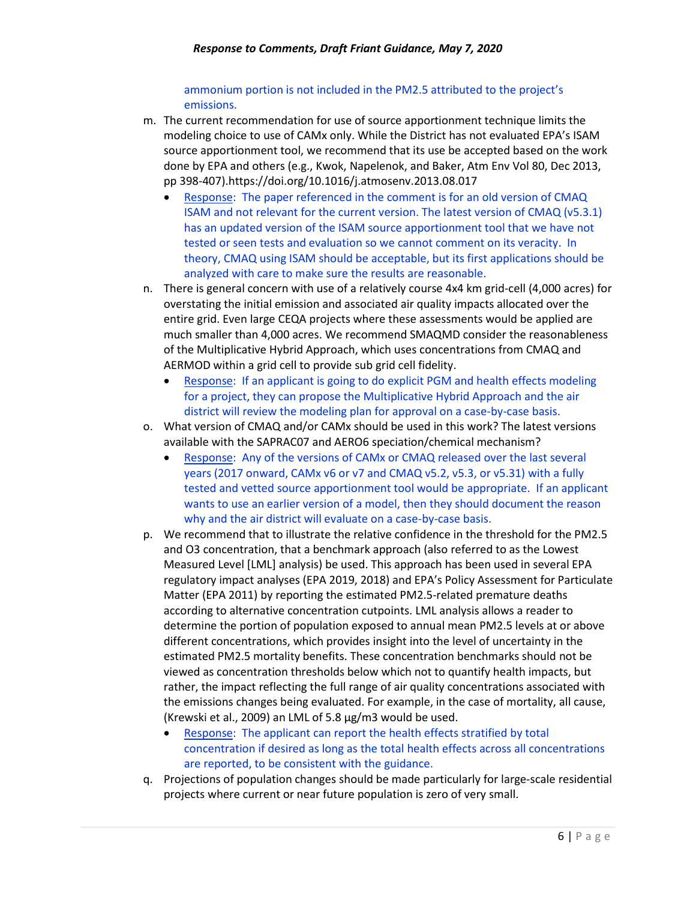ammonium portion is not included in the PM2.5 attributed to the project's emissions.

m. The current recommendation for use of source apportionment technique limits the modeling choice to use of CAMx only. While the District has not evaluated EPA's ISAM source apportionment tool, we recommend that its use be accepted based on the work done by EPA and others (e.g., Kwok, Napelenok, and Baker, Atm Env Vol 80, Dec 2013, pp 398-407).https://doi.org/10.1016/j.atmosenv.2013.08.017
    - Response: The paper referenced in the comment is for an old version of CMAQ ISAM and not relevant for the current version. The latest version of CMAQ (v5.3.1) has an updated version of the ISAM source apportionment tool that we have not tested or seen tests and evaluation so we cannot comment on its veracity. In theory, CMAQ using ISAM should be acceptable, but its first applications should be analyzed with care to make sure the results are reasonable.

n. There is general concern with use of a relatively course 4x4 km grid-cell (4,000 acres) for overstating the initial emission and associated air quality impacts allocated over the entire grid. Even large CEQA projects where these assessments would be applied are much smaller than 4,000 acres. We recommend SMAQMD consider the reasonableness of the Multiplicative Hybrid Approach, which uses concentrations from CMAQ and AERMOD within a grid cell to provide sub grid cell fidelity.
    - Response: If an applicant is going to do explicit PGM and health effects modeling for a project, they can propose the Multiplicative Hybrid Approach and the air district will review the modeling plan for approval on a case-by-case basis.

o. What version of CMAQ and/or CAMx should be used in this work? The latest versions available with the SAPRAC07 and AERO6 speciation/chemical mechanism?
    - Response: Any of the versions of CAMx or CMAQ released over the last several years (2017 onward, CAMx v6 or v7 and CMAQ v5.2, v5.3, or v5.31) with a fully tested and vetted source apportionment tool would be appropriate. If an applicant wants to use an earlier version of a model, then they should document the reason why and the air district will evaluate on a case-by-case basis.

p. We recommend that to illustrate the relative confidence in the threshold for the PM2.5 and O3 concentration, that a benchmark approach (also referred to as the Lowest Measured Level [LML] analysis) be used. This approach has been used in several EPA regulatory impact analyses (EPA 2019, 2018) and EPA's Policy Assessment for Particulate Matter (EPA 2011) by reporting the estimated PM2.5-related premature deaths according to alternative concentration cutpoints. LML analysis allows a reader to determine the portion of population exposed to annual mean PM2.5 levels at or above different concentrations, which provides insight into the level of uncertainty in the estimated PM2.5 mortality benefits. These concentration benchmarks should not be viewed as concentration thresholds below which not to quantify health impacts, but rather, the impact reflecting the full range of air quality concentrations associated with the emissions changes being evaluated. For example, in the case of mortality, all cause, (Krewski et al., 2009) an LML of 5.8 µg/m3 would be used.
    - Response: The applicant can report the health effects stratified by total concentration if desired as long as the total health effects across all concentrations are reported, to be consistent with the guidance.

q. Projections of population changes should be made particularly for large-scale residential projects where current or near future population is zero of very small.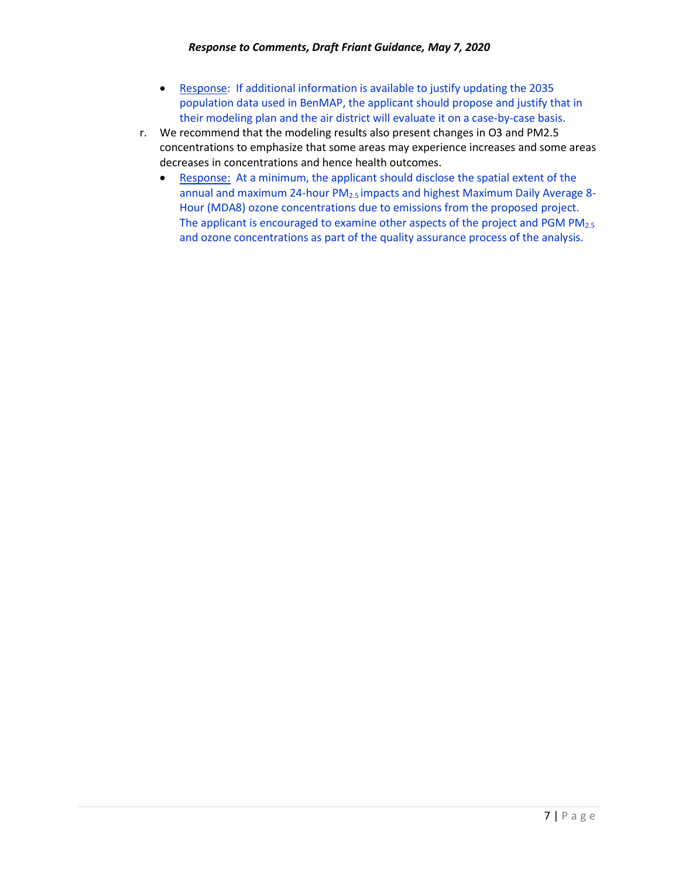- Response: If additional information is available to justify updating the 2035 population data used in BenMAP, the applicant should propose and justify that in their modeling plan and the air district will evaluate it on a case-by-case basis.

r. We recommend that the modeling results also present changes in O3 and PM2.5 concentrations to emphasize that some areas may experience increases and some areas decreases in concentrations and hence health outcomes.

- Response: At a minimum, the applicant should disclose the spatial extent of the annual and maximum 24-hour $PM_{2.5}$ impacts and highest Maximum Daily Average 8-Hour (MDA8) ozone concentrations due to emissions from the proposed project. The applicant is encouraged to examine other aspects of the project and PGM $PM_{2.5}$ and ozone concentrations as part of the quality assurance process of the analysis.